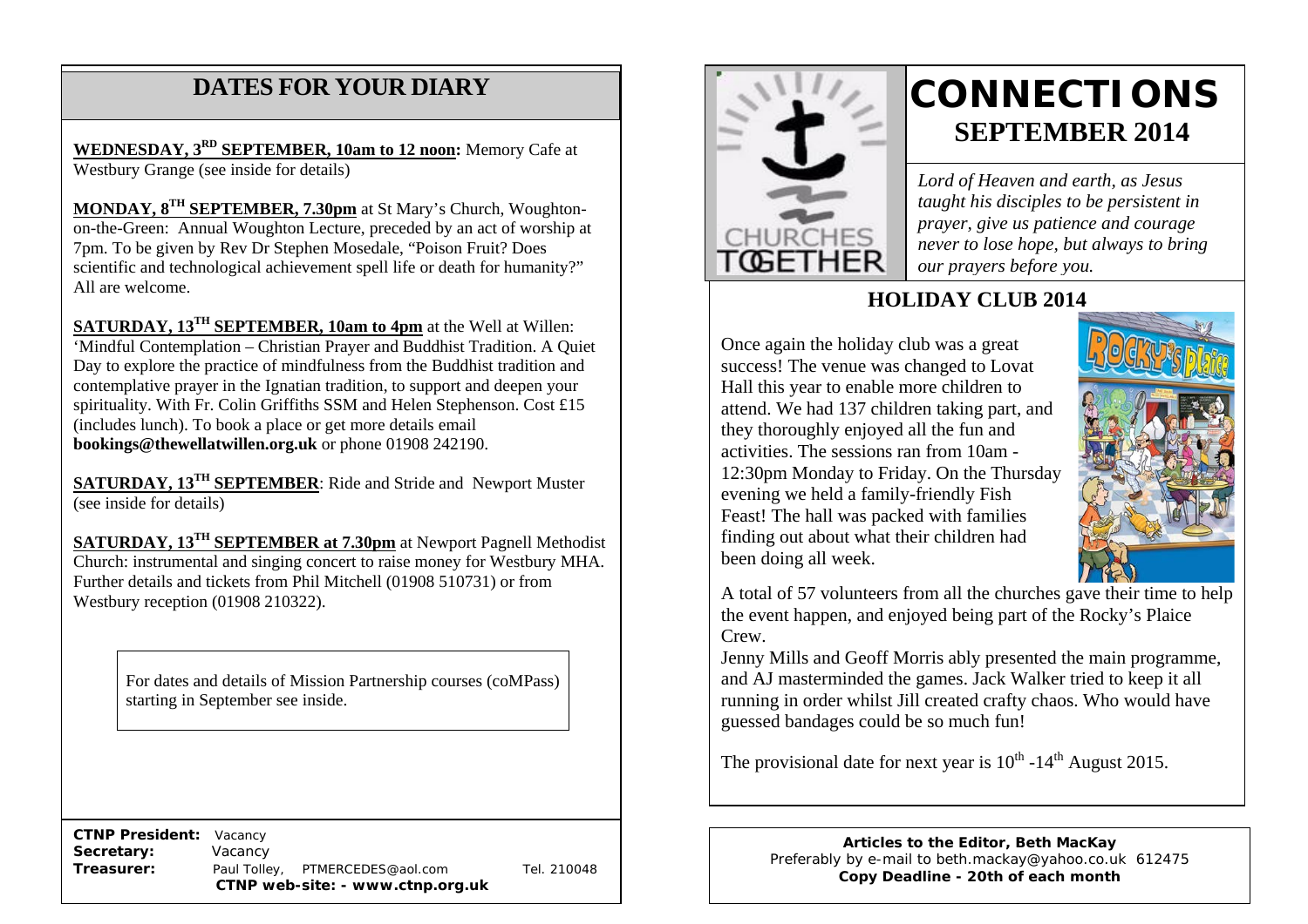# DATES FOR YOUR DIARY

**WEDNESDAY, 3RD SEPTEMBER, 10am to 12 noon:** Memory Cafe at Westbury Grange (see inside for details)

**MONDAY, 8TH SEPTEMBER, 7.30pm** at St Mary's Church, Woughton-on-the-Green: Annual Woughton Lecture, preceded by an act of worship at 7pm. To be given by Rev Dr Stephen Mosedale, "Poison Fruit? Does scientific and technological achievement spell life or death for humanity?" All are welcome.

**SATURDAY, 13TH SEPTEMBER, 10am to 4pm** at the Well at Willen: 'Mindful Contemplation – Christian Prayer and Buddhist Tradition. A Quiet Day to explore the practice of mindfulness from the Buddhist tradition and contemplative prayer in the Ignatian tradition, to support and deepen your spirituality. With Fr. Colin Griffiths SSM and Helen Stephenson. Cost £15 (includes lunch). To book a place or get more details email **bookings@thewellatwillen.org.uk** or phone 01908 242190.

**SATURDAY, 13TH SEPTEMBER**: Ride and Stride and Newport Muster (see inside for details)

**SATURDAY, 13TH SEPTEMBER at 7.30pm** at Newport Pagnell Methodist Church: instrumental and singing concert to raise money for Westbury MHA. Further details and tickets from Phil Mitchell (01908 510731) or from Westbury reception (01908 210322).

For dates and details of Mission Partnership courses (coMPass) starting in September see inside.

**CTNP President:** Vacancy
**Secretary:** Vacancy
**Treasurer:** Paul Tolley, PTMERCEDES@aol.com Tel. 210048
**CTNP web-site: - www.ctnp.org.uk**

CHURCHES TOGETHER

# CONNECTIONS
## SEPTEMBER 2014

*Lord of Heaven and earth, as Jesus taught his disciples to be persistent in prayer, give us patience and courage never to lose hope, but always to bring our prayers before you.*

## HOLIDAY CLUB 2014

Once again the holiday club was a great success! The venue was changed to Lovat Hall this year to enable more children to attend. We had 137 children taking part, and they thoroughly enjoyed all the fun and activities. The sessions ran from 10am - 12:30pm Monday to Friday. On the Thursday evening we held a family-friendly Fish Feast! The hall was packed with families finding out about what their children had been doing all week.

A total of 57 volunteers from all the churches gave their time to help the event happen, and enjoyed being part of the Rocky's Plaice Crew.

Jenny Mills and Geoff Morris ably presented the main programme, and AJ masterminded the games. Jack Walker tried to keep it all running in order whilst Jill created crafty chaos. Who would have guessed bandages could be so much fun!

The provisional date for next year is 10th -14th August 2015.

**Articles to the Editor, Beth MacKay**
Preferably by e-mail to beth.mackay@yahoo.co.uk 612475
**Copy Deadline - 20th of each month**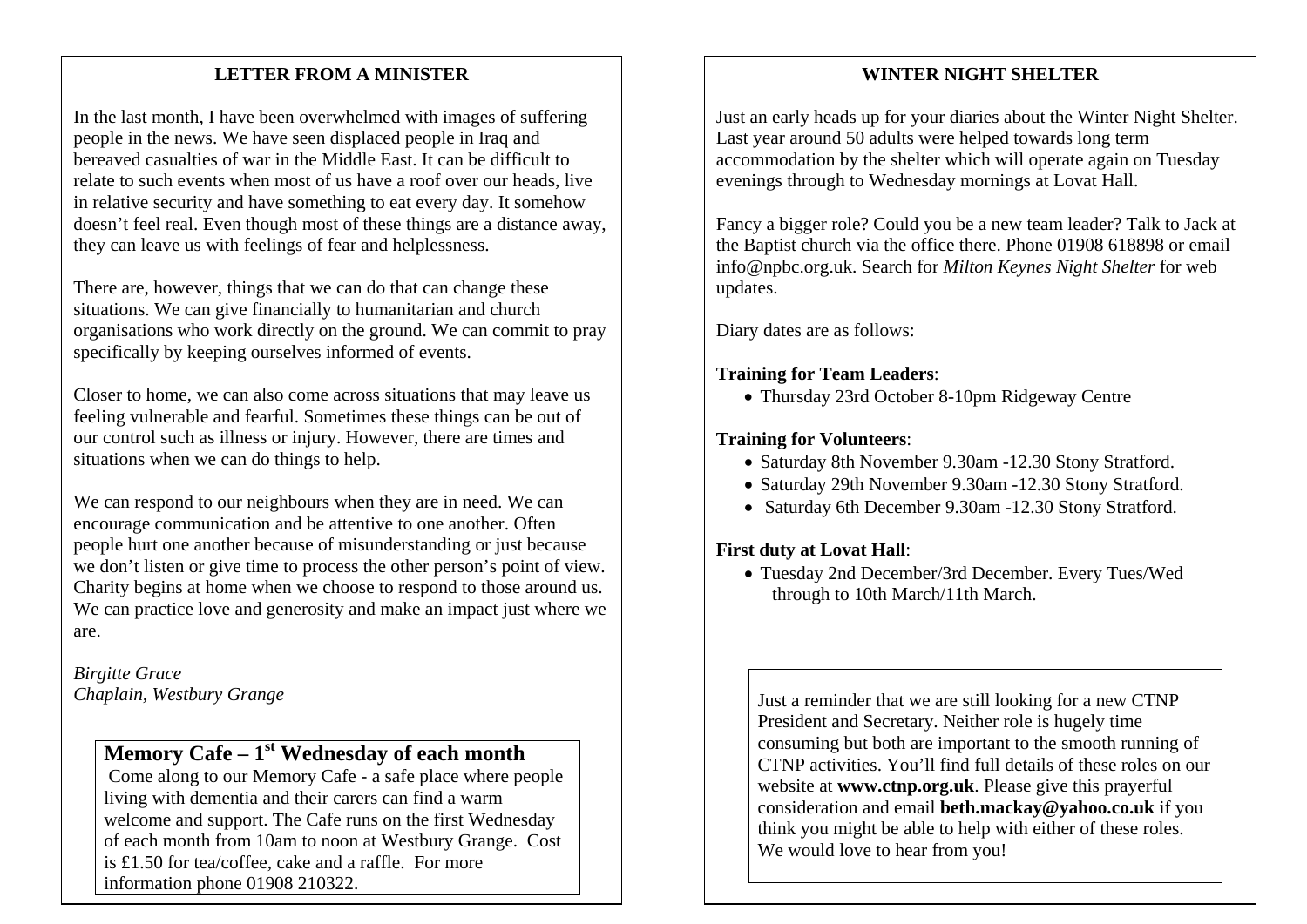## LETTER FROM A MINISTER

In the last month, I have been overwhelmed with images of suffering people in the news. We have seen displaced people in Iraq and bereaved casualties of war in the Middle East. It can be difficult to relate to such events when most of us have a roof over our heads, live in relative security and have something to eat every day. It somehow doesn't feel real. Even though most of these things are a distance away, they can leave us with feelings of fear and helplessness.

There are, however, things that we can do that can change these situations. We can give financially to humanitarian and church organisations who work directly on the ground. We can commit to pray specifically by keeping ourselves informed of events.

Closer to home, we can also come across situations that may leave us feeling vulnerable and fearful. Sometimes these things can be out of our control such as illness or injury. However, there are times and situations when we can do things to help.

We can respond to our neighbours when they are in need. We can encourage communication and be attentive to one another. Often people hurt one another because of misunderstanding or just because we don't listen or give time to process the other person's point of view. Charity begins at home when we choose to respond to those around us. We can practice love and generosity and make an impact just where we are.

*Birgitte Grace*
*Chaplain, Westbury Grange*

### Memory Cafe – 1st Wednesday of each month

Come along to our Memory Cafe - a safe place where people living with dementia and their carers can find a warm welcome and support. The Cafe runs on the first Wednesday of each month from 10am to noon at Westbury Grange. Cost is £1.50 for tea/coffee, cake and a raffle. For more information phone 01908 210322.

## WINTER NIGHT SHELTER

Just an early heads up for your diaries about the Winter Night Shelter. Last year around 50 adults were helped towards long term accommodation by the shelter which will operate again on Tuesday evenings through to Wednesday mornings at Lovat Hall.

Fancy a bigger role? Could you be a new team leader? Talk to Jack at the Baptist church via the office there. Phone 01908 618898 or email info@npbc.org.uk. Search for *Milton Keynes Night Shelter* for web updates.

Diary dates are as follows:

**Training for Team Leaders**:

- Thursday 23rd October 8-10pm Ridgeway Centre

**Training for Volunteers**:

- Saturday 8th November 9.30am -12.30 Stony Stratford.
- Saturday 29th November 9.30am -12.30 Stony Stratford.
- Saturday 6th December 9.30am -12.30 Stony Stratford.

**First duty at Lovat Hall**:

- Tuesday 2nd December/3rd December. Every Tues/Wed through to 10th March/11th March.

Just a reminder that we are still looking for a new CTNP President and Secretary. Neither role is hugely time consuming but both are important to the smooth running of CTNP activities. You'll find full details of these roles on our website at **www.ctnp.org.uk**. Please give this prayerful consideration and email **beth.mackay@yahoo.co.uk** if you think you might be able to help with either of these roles. We would love to hear from you!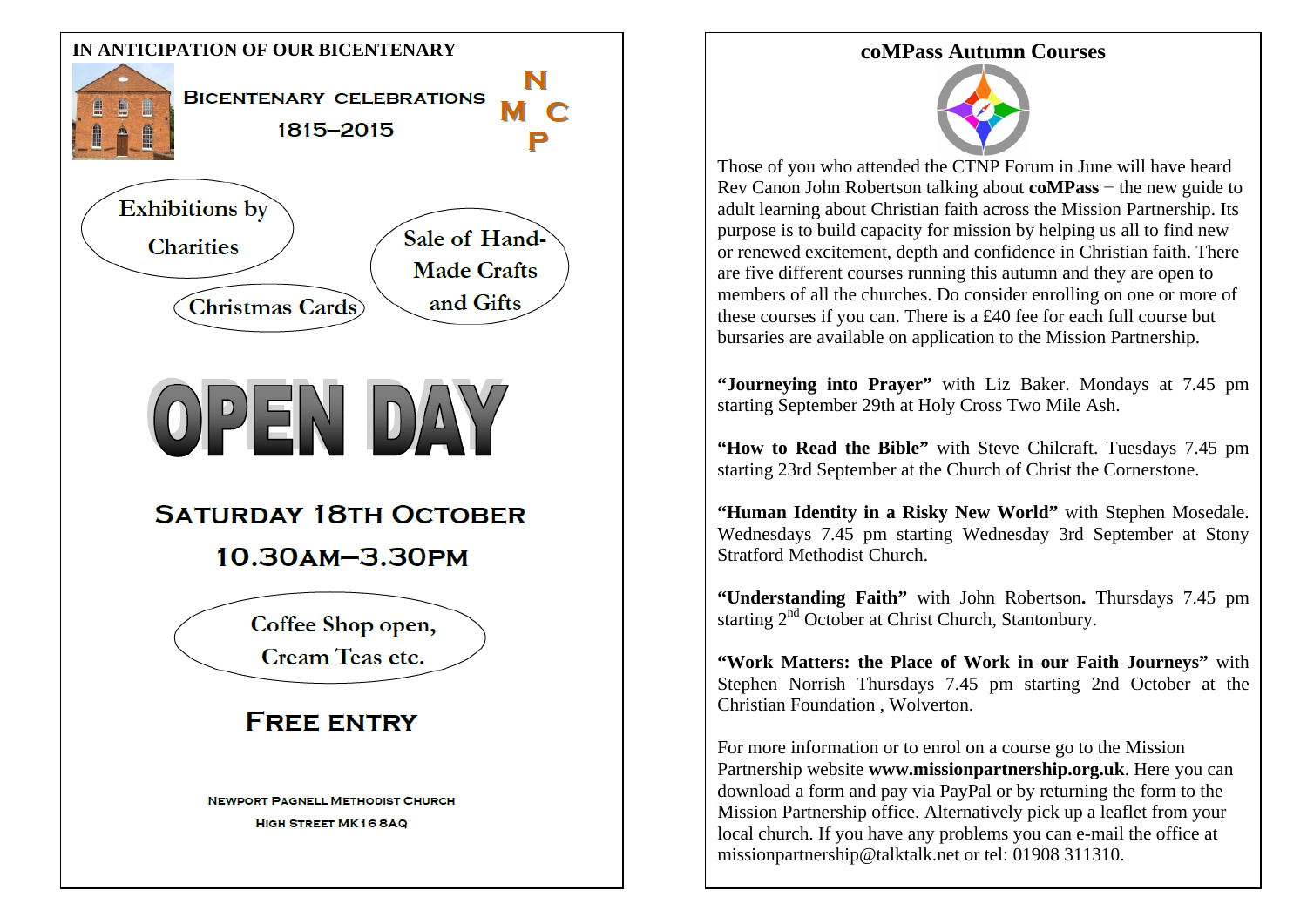**IN ANTICIPATION OF OUR BICENTENARY**

BICENTENARY CELEBRATIONS

1815–2015

N
M C
P

Exhibitions by Charities

Sale of Hand-Made Crafts and Gifts

Christmas Cards

# OPEN DAY

## SATURDAY 18TH OCTOBER

## 10.30AM–3.30PM

Coffee Shop open, Cream Teas etc.

## FREE ENTRY

NEWPORT PAGNELL METHODIST CHURCH
HIGH STREET MK16 8AQ

## coMPass Autumn Courses

Those of you who attended the CTNP Forum in June will have heard Rev Canon John Robertson talking about **coMPass** – the new guide to adult learning about Christian faith across the Mission Partnership. Its purpose is to build capacity for mission by helping us all to find new or renewed excitement, depth and confidence in Christian faith. There are five different courses running this autumn and they are open to members of all the churches. Do consider enrolling on one or more of these courses if you can. There is a £40 fee for each full course but bursaries are available on application to the Mission Partnership.

**"Journeying into Prayer"** with Liz Baker. Mondays at 7.45 pm starting September 29th at Holy Cross Two Mile Ash.

**"How to Read the Bible"** with Steve Chilcraft. Tuesdays 7.45 pm starting 23rd September at the Church of Christ the Cornerstone.

**"Human Identity in a Risky New World"** with Stephen Mosedale. Wednesdays 7.45 pm starting Wednesday 3rd September at Stony Stratford Methodist Church.

**"Understanding Faith"** with John Robertson**.** Thursdays 7.45 pm starting 2nd October at Christ Church, Stantonbury.

**"Work Matters: the Place of Work in our Faith Journeys"** with Stephen Norrish Thursdays 7.45 pm starting 2nd October at the Christian Foundation , Wolverton.

For more information or to enrol on a course go to the Mission Partnership website **www.missionpartnership.org.uk**. Here you can download a form and pay via PayPal or by returning the form to the Mission Partnership office. Alternatively pick up a leaflet from your local church. If you have any problems you can e-mail the office at missionpartnership@talktalk.net or tel: 01908 311310.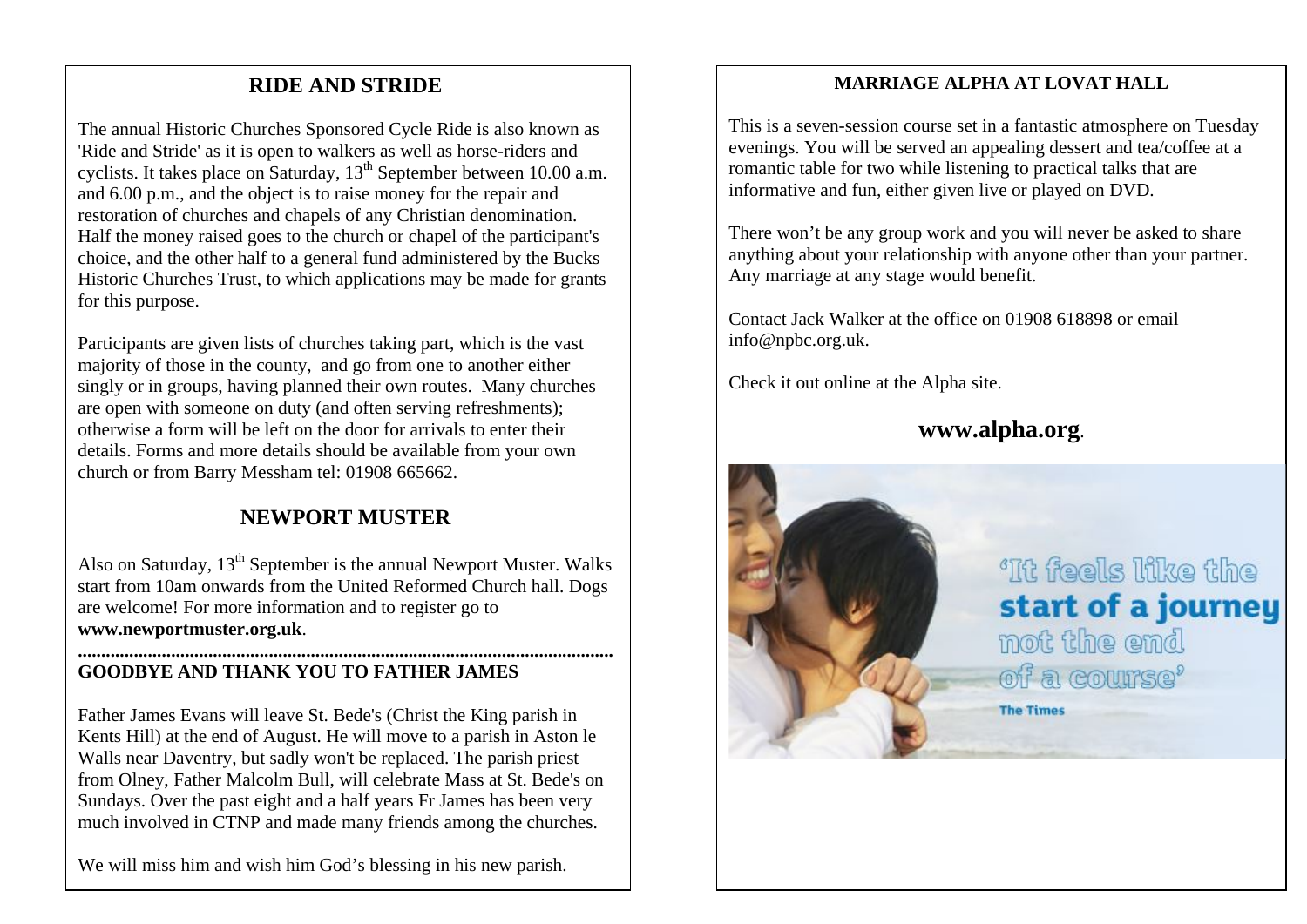## RIDE AND STRIDE

The annual Historic Churches Sponsored Cycle Ride is also known as 'Ride and Stride' as it is open to walkers as well as horse-riders and cyclists. It takes place on Saturday, 13th September between 10.00 a.m. and 6.00 p.m., and the object is to raise money for the repair and restoration of churches and chapels of any Christian denomination. Half the money raised goes to the church or chapel of the participant's choice, and the other half to a general fund administered by the Bucks Historic Churches Trust, to which applications may be made for grants for this purpose.

Participants are given lists of churches taking part, which is the vast majority of those in the county, and go from one to another either singly or in groups, having planned their own routes. Many churches are open with someone on duty (and often serving refreshments); otherwise a form will be left on the door for arrivals to enter their details. Forms and more details should be available from your own church or from Barry Messham tel: 01908 665662.

## NEWPORT MUSTER

Also on Saturday, 13th September is the annual Newport Muster. Walks start from 10am onwards from the United Reformed Church hall. Dogs are welcome! For more information and to register go to **www.newportmuster.org.uk**.

................................................................................................................

**GOODBYE AND THANK YOU TO FATHER JAMES**

Father James Evans will leave St. Bede's (Christ the King parish in Kents Hill) at the end of August. He will move to a parish in Aston le Walls near Daventry, but sadly won't be replaced. The parish priest from Olney, Father Malcolm Bull, will celebrate Mass at St. Bede's on Sundays. Over the past eight and a half years Fr James has been very much involved in CTNP and made many friends among the churches.

We will miss him and wish him God's blessing in his new parish.

### MARRIAGE ALPHA AT LOVAT HALL

This is a seven-session course set in a fantastic atmosphere on Tuesday evenings. You will be served an appealing dessert and tea/coffee at a romantic table for two while listening to practical talks that are informative and fun, either given live or played on DVD.

There won't be any group work and you will never be asked to share anything about your relationship with anyone other than your partner. Any marriage at any stage would benefit.

Contact Jack Walker at the office on 01908 618898 or email info@npbc.org.uk.

Check it out online at the Alpha site.

## www.alpha.org.

'It feels like the **start of a journey** not the end of a course'

**The Times**